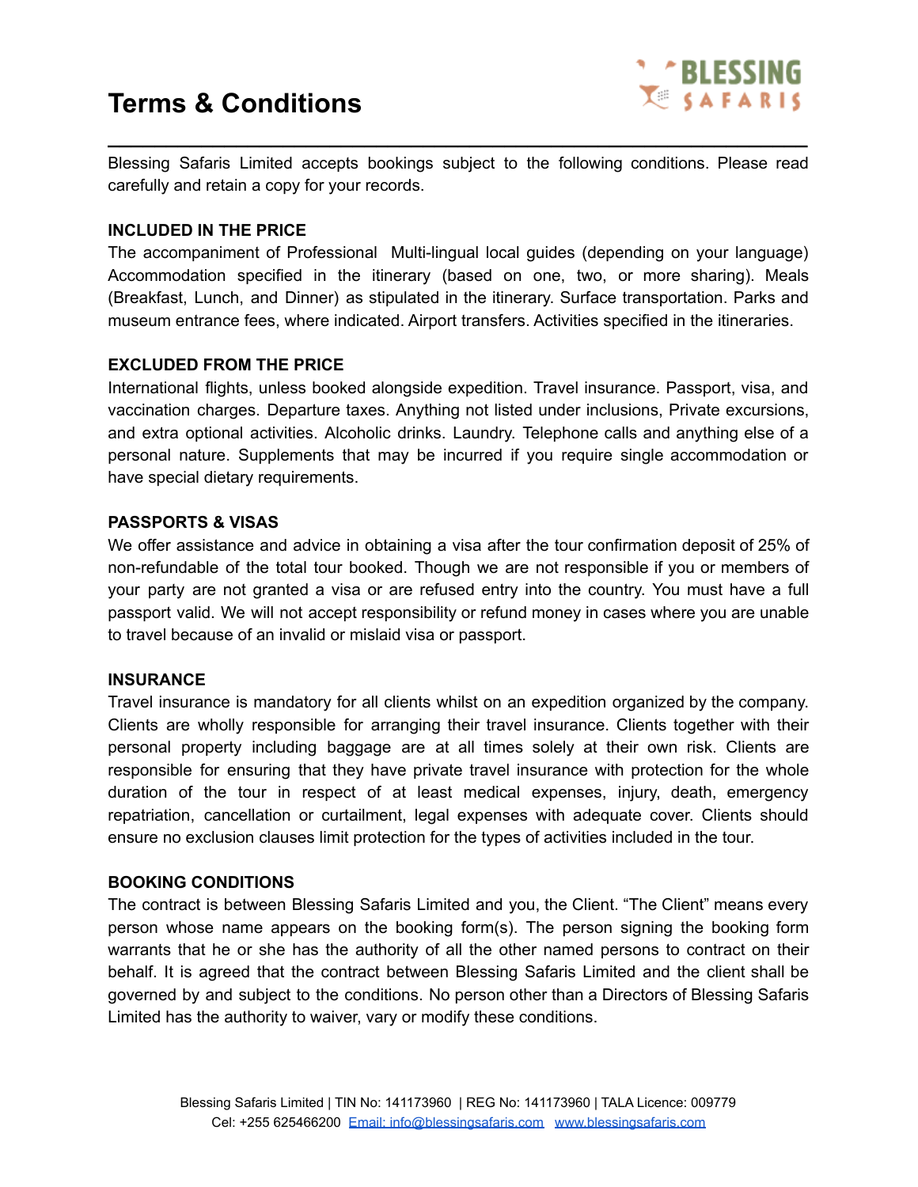# Terms & Conditions

Blessing Safaris Limited accepts bookings subject to the following conditions. Please read carefully and retain a copy for your records.

## INCLUDED IN THE PRICE

The accompaniment of Professional Multi-lingual local guides (depending on your language) Accommodation specified in the itinerary (based on one, two, or more sharing). Meals (Breakfast, Lunch, and Dinner) as stipulated in the itinerary. Surface transportation. Parks and museum entrance fees, where indicated. Airport transfers. Activities specified in the itineraries.

## EXCLUDED FROM THE PRICE

International flights, unless booked alongside expedition. Travel insurance. Passport, visa, and vaccination charges. Departure taxes. Anything not listed under inclusions, Private excursions, and extra optional activities. Alcoholic drinks. Laundry. Telephone calls and anything else of a personal nature. Supplements that may be incurred if you require single accommodation or have special dietary requirements.

## PASSPORTS & VISAS

We offer assistance and advice in obtaining a visa after the tour confirmation deposit of 25% of non-refundable of the total tour booked. Though we are not responsible if you or members of your party are not granted a visa or are refused entry into the country. You must have a full passport valid. We will not accept responsibility or refund money in cases where you are unable to travel because of an invalid or mislaid visa or passport.

## INSURANCE

Travel insurance is mandatory for all clients whilst on an expedition organized by the company. Clients are wholly responsible for arranging their travel insurance. Clients together with their personal property including baggage are at all times solely at their own risk. Clients are responsible for ensuring that they have private travel insurance with protection for the whole duration of the tour in respect of at least medical expenses, injury, death, emergency repatriation, cancellation or curtailment, legal expenses with adequate cover. Clients should ensure no exclusion clauses limit protection for the types of activities included in the tour.

## BOOKING CONDITIONS

The contract is between Blessing Safaris Limited and you, the Client. "The Client" means every person whose name appears on the booking form(s). The person signing the booking form warrants that he or she has the authority of all the other named persons to contract on their behalf. It is agreed that the contract between Blessing Safaris Limited and the client shall be governed by and subject to the conditions. No person other than a Directors of Blessing Safaris Limited has the authority to waiver, vary or modify these conditions.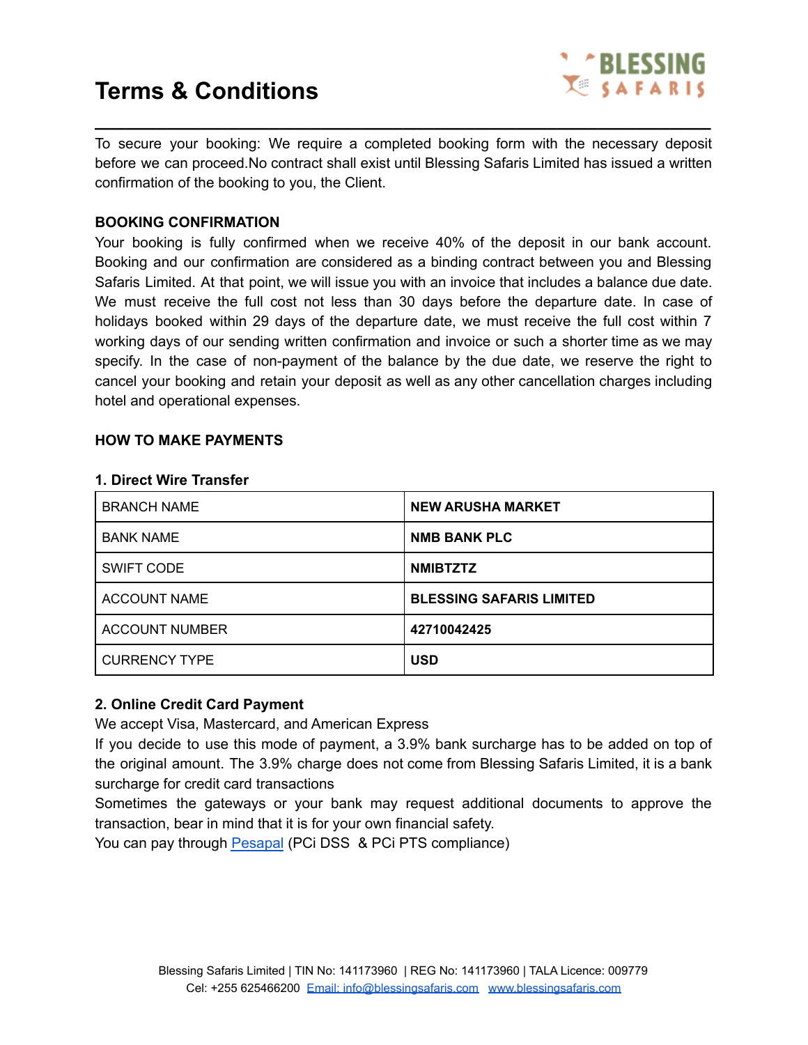# Terms & Conditions

To secure your booking: We require a completed booking form with the necessary deposit before we can proceed.No contract shall exist until Blessing Safaris Limited has issued a written confirmation of the booking to you, the Client.

**BOOKING CONFIRMATION**

Your booking is fully confirmed when we receive 40% of the deposit in our bank account. Booking and our confirmation are considered as a binding contract between you and Blessing Safaris Limited. At that point, we will issue you with an invoice that includes a balance due date. We must receive the full cost not less than 30 days before the departure date. In case of holidays booked within 29 days of the departure date, we must receive the full cost within 7 working days of our sending written confirmation and invoice or such a shorter time as we may specify. In the case of non-payment of the balance by the due date, we reserve the right to cancel your booking and retain your deposit as well as any other cancellation charges including hotel and operational expenses.

**HOW TO MAKE PAYMENTS**

**1. Direct Wire Transfer**

| BRANCH NAME | **NEW ARUSHA MARKET** |
|---|---|
| BANK NAME | **NMB BANK PLC** |
| SWIFT CODE | **NMIBTZTZ** |
| ACCOUNT NAME | **BLESSING SAFARIS LIMITED** |
| ACCOUNT NUMBER | **42710042425** |
| CURRENCY TYPE | **USD** |

**2. Online Credit Card Payment**

We accept Visa, Mastercard, and American Express

If you decide to use this mode of payment, a 3.9% bank surcharge has to be added on top of the original amount. The 3.9% charge does not come from Blessing Safaris Limited, it is a bank surcharge for credit card transactions

Sometimes the gateways or your bank may request additional documents to approve the transaction, bear in mind that it is for your own financial safety.

You can pay through Pesapal (PCi DSS & PCi PTS compliance)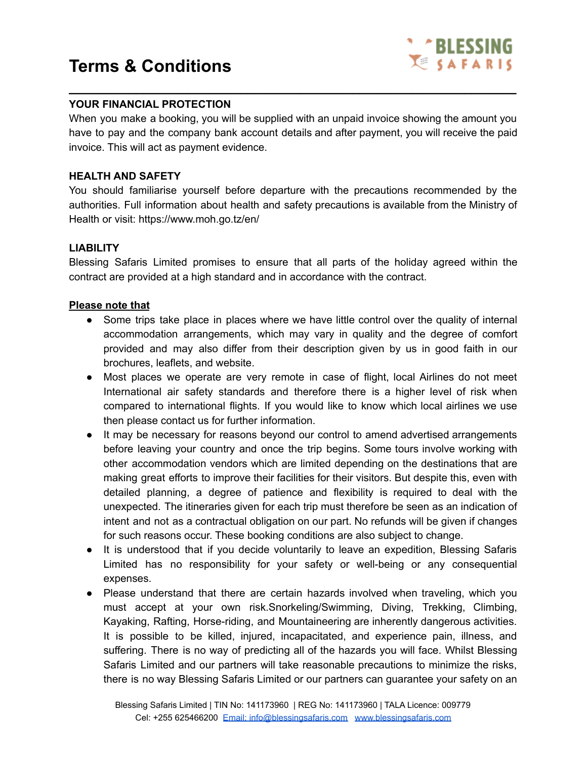# Terms & Conditions

## YOUR FINANCIAL PROTECTION

When you make a booking, you will be supplied with an unpaid invoice showing the amount you have to pay and the company bank account details and after payment, you will receive the paid invoice. This will act as payment evidence.

## HEALTH AND SAFETY

You should familiarise yourself before departure with the precautions recommended by the authorities. Full information about health and safety precautions is available from the Ministry of Health or visit: https://www.moh.go.tz/en/

## LIABILITY

Blessing Safaris Limited promises to ensure that all parts of the holiday agreed within the contract are provided at a high standard and in accordance with the contract.

**Please note that**

- Some trips take place in places where we have little control over the quality of internal accommodation arrangements, which may vary in quality and the degree of comfort provided and may also differ from their description given by us in good faith in our brochures, leaflets, and website.
- Most places we operate are very remote in case of flight, local Airlines do not meet International air safety standards and therefore there is a higher level of risk when compared to international flights. If you would like to know which local airlines we use then please contact us for further information.
- It may be necessary for reasons beyond our control to amend advertised arrangements before leaving your country and once the trip begins. Some tours involve working with other accommodation vendors which are limited depending on the destinations that are making great efforts to improve their facilities for their visitors. But despite this, even with detailed planning, a degree of patience and flexibility is required to deal with the unexpected. The itineraries given for each trip must therefore be seen as an indication of intent and not as a contractual obligation on our part. No refunds will be given if changes for such reasons occur. These booking conditions are also subject to change.
- It is understood that if you decide voluntarily to leave an expedition, Blessing Safaris Limited has no responsibility for your safety or well-being or any consequential expenses.
- Please understand that there are certain hazards involved when traveling, which you must accept at your own risk.Snorkeling/Swimming, Diving, Trekking, Climbing, Kayaking, Rafting, Horse-riding, and Mountaineering are inherently dangerous activities. It is possible to be killed, injured, incapacitated, and experience pain, illness, and suffering. There is no way of predicting all of the hazards you will face. Whilst Blessing Safaris Limited and our partners will take reasonable precautions to minimize the risks, there is no way Blessing Safaris Limited or our partners can guarantee your safety on an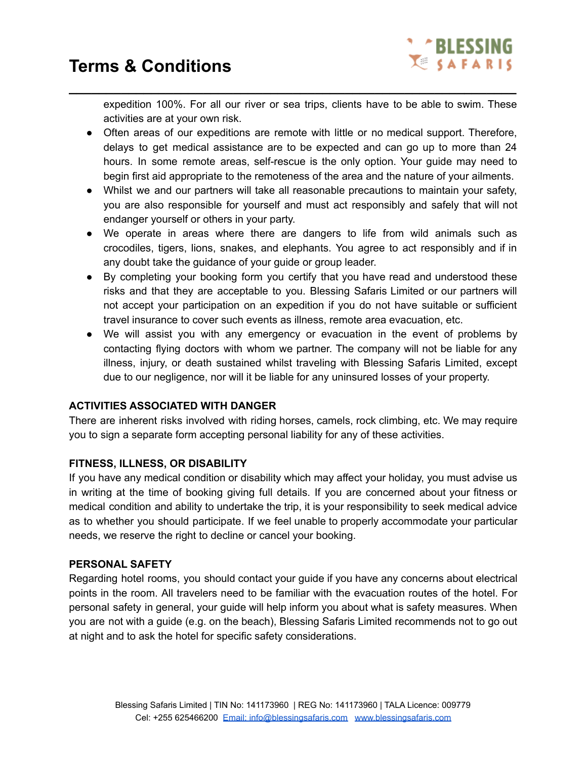expedition 100%. For all our river or sea trips, clients have to be able to swim. These activities are at your own risk.

- Often areas of our expeditions are remote with little or no medical support. Therefore, delays to get medical assistance are to be expected and can go up to more than 24 hours. In some remote areas, self-rescue is the only option. Your guide may need to begin first aid appropriate to the remoteness of the area and the nature of your ailments.
- Whilst we and our partners will take all reasonable precautions to maintain your safety, you are also responsible for yourself and must act responsibly and safely that will not endanger yourself or others in your party.
- We operate in areas where there are dangers to life from wild animals such as crocodiles, tigers, lions, snakes, and elephants. You agree to act responsibly and if in any doubt take the guidance of your guide or group leader.
- By completing your booking form you certify that you have read and understood these risks and that they are acceptable to you. Blessing Safaris Limited or our partners will not accept your participation on an expedition if you do not have suitable or sufficient travel insurance to cover such events as illness, remote area evacuation, etc.
- We will assist you with any emergency or evacuation in the event of problems by contacting flying doctors with whom we partner. The company will not be liable for any illness, injury, or death sustained whilst traveling with Blessing Safaris Limited, except due to our negligence, nor will it be liable for any uninsured losses of your property.

**ACTIVITIES ASSOCIATED WITH DANGER**

There are inherent risks involved with riding horses, camels, rock climbing, etc. We may require you to sign a separate form accepting personal liability for any of these activities.

**FITNESS, ILLNESS, OR DISABILITY**

If you have any medical condition or disability which may affect your holiday, you must advise us in writing at the time of booking giving full details. If you are concerned about your fitness or medical condition and ability to undertake the trip, it is your responsibility to seek medical advice as to whether you should participate. If we feel unable to properly accommodate your particular needs, we reserve the right to decline or cancel your booking.

**PERSONAL SAFETY**

Regarding hotel rooms, you should contact your guide if you have any concerns about electrical points in the room. All travelers need to be familiar with the evacuation routes of the hotel. For personal safety in general, your guide will help inform you about what is safety measures. When you are not with a guide (e.g. on the beach), Blessing Safaris Limited recommends not to go out at night and to ask the hotel for specific safety considerations.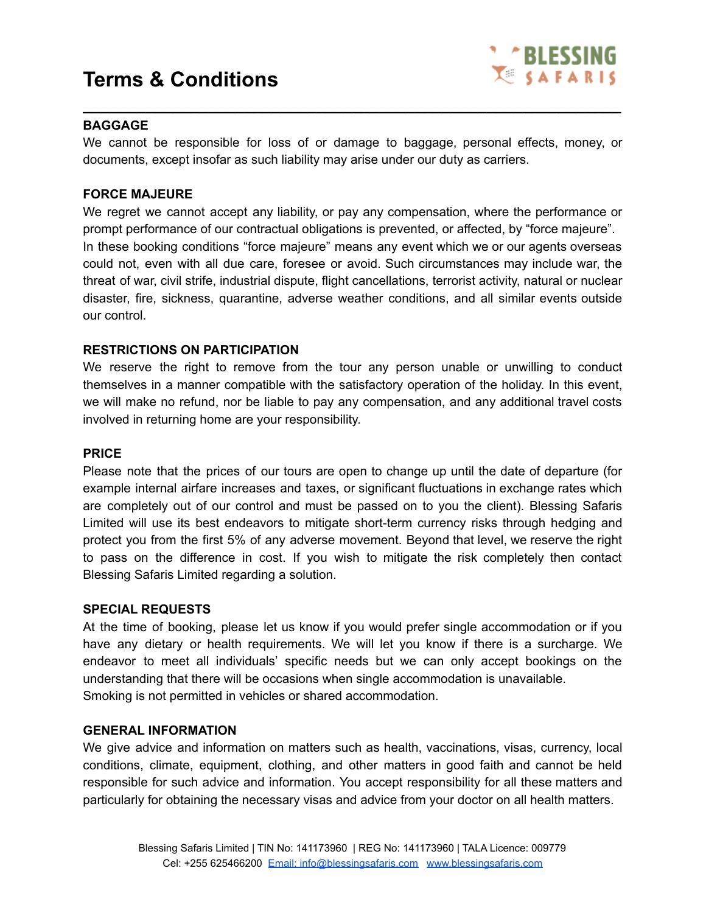# Terms & Conditions

**BAGGAGE**

We cannot be responsible for loss of or damage to baggage, personal effects, money, or documents, except insofar as such liability may arise under our duty as carriers.

**FORCE MAJEURE**

We regret we cannot accept any liability, or pay any compensation, where the performance or prompt performance of our contractual obligations is prevented, or affected, by "force majeure". In these booking conditions "force majeure" means any event which we or our agents overseas could not, even with all due care, foresee or avoid. Such circumstances may include war, the threat of war, civil strife, industrial dispute, flight cancellations, terrorist activity, natural or nuclear disaster, fire, sickness, quarantine, adverse weather conditions, and all similar events outside our control.

**RESTRICTIONS ON PARTICIPATION**

We reserve the right to remove from the tour any person unable or unwilling to conduct themselves in a manner compatible with the satisfactory operation of the holiday. In this event, we will make no refund, nor be liable to pay any compensation, and any additional travel costs involved in returning home are your responsibility.

**PRICE**

Please note that the prices of our tours are open to change up until the date of departure (for example internal airfare increases and taxes, or significant fluctuations in exchange rates which are completely out of our control and must be passed on to you the client). Blessing Safaris Limited will use its best endeavors to mitigate short-term currency risks through hedging and protect you from the first 5% of any adverse movement. Beyond that level, we reserve the right to pass on the difference in cost. If you wish to mitigate the risk completely then contact Blessing Safaris Limited regarding a solution.

**SPECIAL REQUESTS**

At the time of booking, please let us know if you would prefer single accommodation or if you have any dietary or health requirements. We will let you know if there is a surcharge. We endeavor to meet all individuals' specific needs but we can only accept bookings on the understanding that there will be occasions when single accommodation is unavailable.
Smoking is not permitted in vehicles or shared accommodation.

**GENERAL INFORMATION**

We give advice and information on matters such as health, vaccinations, visas, currency, local conditions, climate, equipment, clothing, and other matters in good faith and cannot be held responsible for such advice and information. You accept responsibility for all these matters and particularly for obtaining the necessary visas and advice from your doctor on all health matters.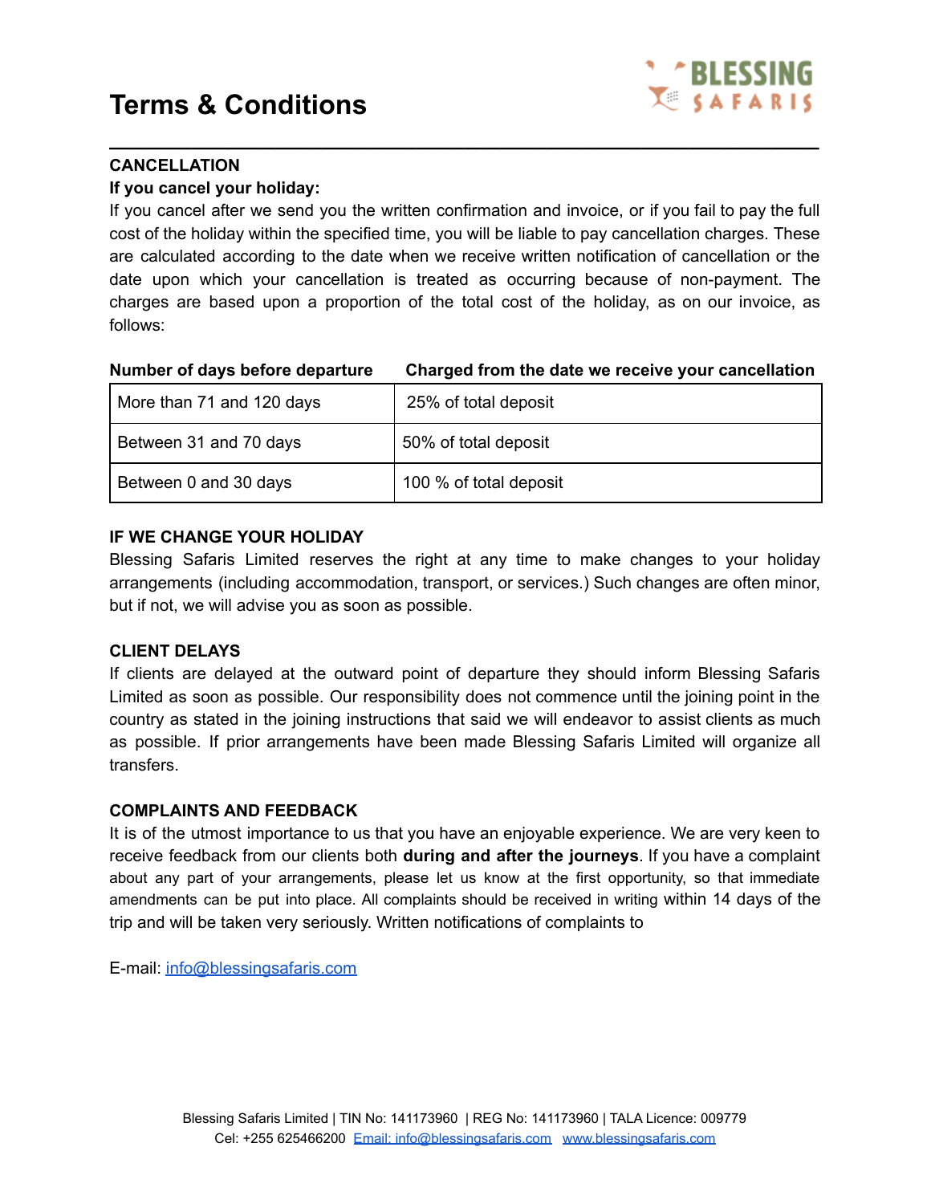# Terms & Conditions

BLESSING SAFARIS

## CANCELLATION

**If you cancel your holiday:**

If you cancel after we send you the written confirmation and invoice, or if you fail to pay the full cost of the holiday within the specified time, you will be liable to pay cancellation charges. These are calculated according to the date when we receive written notification of cancellation or the date upon which your cancellation is treated as occurring because of non-payment. The charges are based upon a proportion of the total cost of the holiday, as on our invoice, as follows:

| Number of days before departure | Charged from the date we receive your cancellation |
|---|---|
| More than 71 and 120 days | 25% of total deposit |
| Between 31 and 70 days | 50% of total deposit |
| Between 0 and 30 days | 100 % of total deposit |

## IF WE CHANGE YOUR HOLIDAY

Blessing Safaris Limited reserves the right at any time to make changes to your holiday arrangements (including accommodation, transport, or services.) Such changes are often minor, but if not, we will advise you as soon as possible.

## CLIENT DELAYS

If clients are delayed at the outward point of departure they should inform Blessing Safaris Limited as soon as possible. Our responsibility does not commence until the joining point in the country as stated in the joining instructions that said we will endeavor to assist clients as much as possible. If prior arrangements have been made Blessing Safaris Limited will organize all transfers.

## COMPLAINTS AND FEEDBACK

It is of the utmost importance to us that you have an enjoyable experience. We are very keen to receive feedback from our clients both **during and after the journeys**. If you have a complaint about any part of your arrangements, please let us know at the first opportunity, so that immediate amendments can be put into place. All complaints should be received in writing within 14 days of the trip and will be taken very seriously. Written notifications of complaints to

E-mail: info@blessingsafaris.com

Blessing Safaris Limited | TIN No: 141173960 | REG No: 141173960 | TALA Licence: 009779
Cel: +255 625466200 Email: info@blessingsafaris.com www.blessingsafaris.com